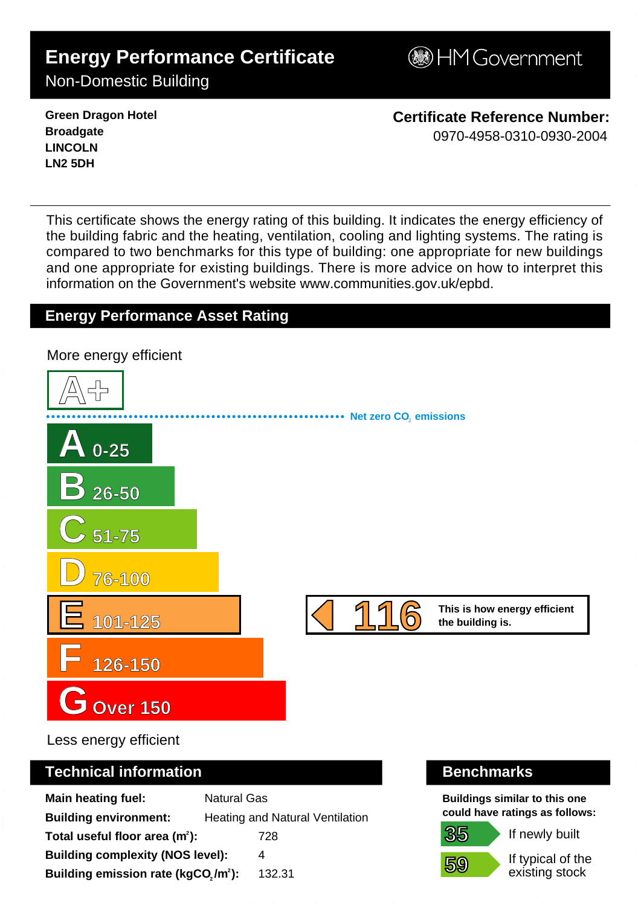# Energy Performance Certificate

Non-Domestic Building

HM Government

**Green Dragon Hotel**
**Broadgate**
**LINCOLN**
**LN2 5DH**

**Certificate Reference Number:**
0970-4958-0310-0930-2004

This certificate shows the energy rating of this building. It indicates the energy efficiency of the building fabric and the heating, ventilation, cooling and lighting systems. The rating is compared to two benchmarks for this type of building: one appropriate for new buildings and one appropriate for existing buildings. There is more advice on how to interpret this information on the Government's website www.communities.gov.uk/epbd.

## Energy Performance Asset Rating

More energy efficient

- A+
- Net zero $CO_2$ emissions
- A 0-25
- B 26-50
- C 51-75
- D 76-100
- E 101-125
- F 126-150
- G Over 150

Less energy efficient

**116** This is how energy efficient the building is.

## Technical information

| | |
|---|---|
| **Main heating fuel:** | Natural Gas |
| **Building environment:** | Heating and Natural Ventilation |
| **Total useful floor area ($m^2$):** | 728 |
| **Building complexity (NOS level):** | 4 |
| **Building emission rate ($kgCO_2/m^2$):** | 132.31 |

## Benchmarks

Buildings similar to this one could have ratings as follows:

| | |
|---|---|
| 35 | If newly built |
| 59 | If typical of the existing stock |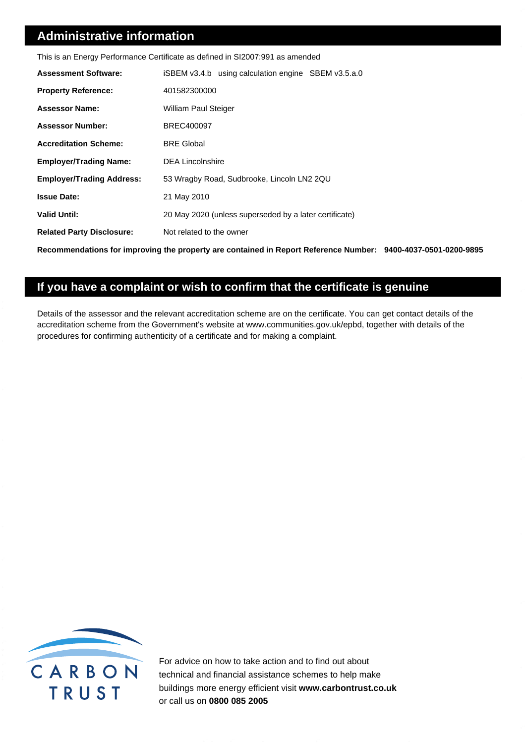## Administrative information

This is an Energy Performance Certificate as defined in SI2007:991 as amended

| | |
|---|---|
| **Assessment Software:** | iSBEM v3.4.b using calculation engine SBEM v3.5.a.0 |
| **Property Reference:** | 401582300000 |
| **Assessor Name:** | William Paul Steiger |
| **Assessor Number:** | BREC400097 |
| **Accreditation Scheme:** | BRE Global |
| **Employer/Trading Name:** | DEA Lincolnshire |
| **Employer/Trading Address:** | 53 Wragby Road, Sudbrooke, Lincoln LN2 2QU |
| **Issue Date:** | 21 May 2010 |
| **Valid Until:** | 20 May 2020 (unless superseded by a later certificate) |
| **Related Party Disclosure:** | Not related to the owner |

**Recommendations for improving the property are contained in Report Reference Number: 9400-4037-0501-0200-9895**

## If you have a complaint or wish to confirm that the certificate is genuine

Details of the assessor and the relevant accreditation scheme are on the certificate. You can get contact details of the accreditation scheme from the Government's website at www.communities.gov.uk/epbd, together with details of the procedures for confirming authenticity of a certificate and for making a complaint.

CARBON TRUST

For advice on how to take action and to find out about technical and financial assistance schemes to help make buildings more energy efficient visit **www.carbontrust.co.uk** or call us on **0800 085 2005**